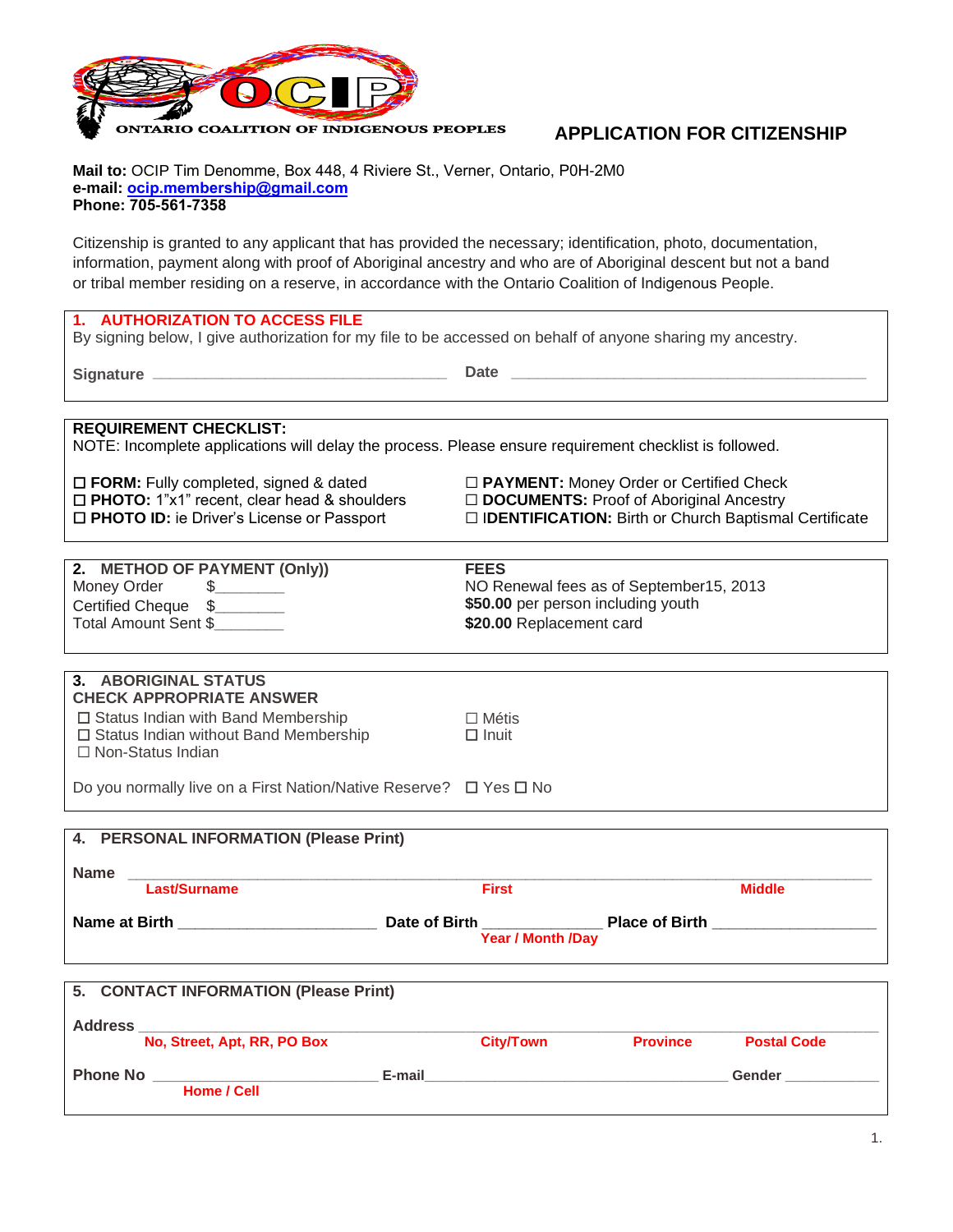OCIP

ONTARIO COALITION OF INDIGENOUS PEOPLES

# APPLICATION FOR CITIZENSHIP

**Mail to:** OCIP Tim Denomme, Box 448, 4 Riviere St., Verner, Ontario, P0H-2M0
**e-mail:** **ocip.membership@gmail.com**
**Phone: 705-561-7358**

Citizenship is granted to any applicant that has provided the necessary; identification, photo, documentation, information, payment along with proof of Aboriginal ancestry and who are of Aboriginal descent but not a band or tribal member residing on a reserve, in accordance with the Ontario Coalition of Indigenous People.

## 1. AUTHORIZATION TO ACCESS FILE

By signing below, I give authorization for my file to be accessed on behalf of anyone sharing my ancestry.

**Signature** ___________________________________ **Date** ___________________________________________

## REQUIREMENT CHECKLIST:

NOTE: Incomplete applications will delay the process. Please ensure requirement checklist is followed.

- ☐ **FORM:** Fully completed, signed & dated
- ☐ **PHOTO:** 1"x1" recent, clear head & shoulders
- ☐ **PHOTO ID:** ie Driver's License or Passport
- ☐ **PAYMENT:** Money Order or Certified Check
- ☐ **DOCUMENTS:** Proof of Aboriginal Ancestry
- ☐ **IDENTIFICATION:** Birth or Church Baptismal Certificate

## 2. METHOD OF PAYMENT (Only))

Money Order $________
Certified Cheque $________
Total Amount Sent $________

**FEES**
NO Renewal fees as of September15, 2013
**$50.00** per person including youth
**$20.00** Replacement card

## 3. ABORIGINAL STATUS

**CHECK APPROPRIATE ANSWER**

- ☐ Status Indian with Band Membership
- ☐ Status Indian without Band Membership
- ☐ Non-Status Indian
- ☐ Métis
- ☐ Inuit

Do you normally live on a First Nation/Native Reserve? ☐ Yes ☐ No

## 4. PERSONAL INFORMATION (Please Print)

**Name** ______________________________________________________________________________
Last/Surname First Middle

**Name at Birth** _______________________ **Date of Birth** _____________ **Place of Birth** __________________
Year / Month /Day

## 5. CONTACT INFORMATION (Please Print)

**Address** ____________________________________________________________________________
No, Street, Apt, RR, PO Box City/Town Province Postal Code

**Phone No** ___________________________ **E-mail**____________________________________ **Gender** ___________
Home / Cell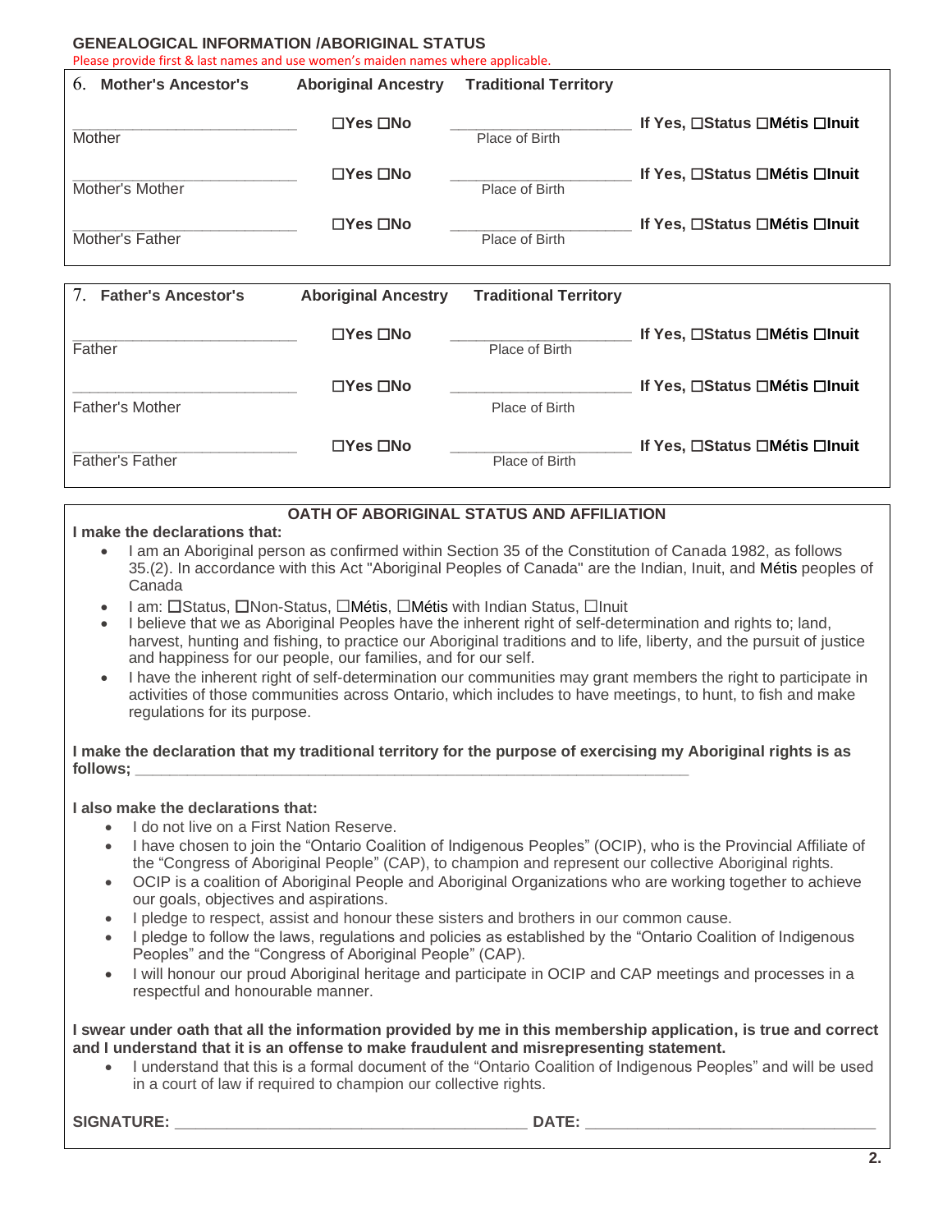## GENEALOGICAL INFORMATION /ABORIGINAL STATUS

Please provide first & last names and use women's maiden names where applicable.

| 6. Mother's Ancestor's | Aboriginal Ancestry | Traditional Territory | |
|---|---|---|---|
| ___________________ Mother | ☐Yes ☐No | ___________________ Place of Birth | If Yes, ☐Status ☐Métis ☐Inuit |
| ___________________ Mother's Mother | ☐Yes ☐No | ___________________ Place of Birth | If Yes, ☐Status ☐Métis ☐Inuit |
| ___________________ Mother's Father | ☐Yes ☐No | ___________________ Place of Birth | If Yes, ☐Status ☐Métis ☐Inuit |

| 7. Father's Ancestor's | Aboriginal Ancestry | Traditional Territory | |
|---|---|---|---|
| ___________________ Father | ☐Yes ☐No | ___________________ Place of Birth | If Yes, ☐Status ☐Métis ☐Inuit |
| ___________________ Father's Mother | ☐Yes ☐No | ___________________ Place of Birth | If Yes, ☐Status ☐Métis ☐Inuit |
| ___________________ Father's Father | ☐Yes ☐No | ___________________ Place of Birth | If Yes, ☐Status ☐Métis ☐Inuit |

### OATH OF ABORIGINAL STATUS AND AFFILIATION

**I make the declarations that:**

- I am an Aboriginal person as confirmed within Section 35 of the Constitution of Canada 1982, as follows 35.(2). In accordance with this Act "Aboriginal Peoples of Canada" are the Indian, Inuit, and Métis peoples of Canada
- I am: ☐Status, ☐Non-Status, ☐Métis, ☐Métis with Indian Status, ☐Inuit
- I believe that we as Aboriginal Peoples have the inherent right of self-determination and rights to; land, harvest, hunting and fishing, to practice our Aboriginal traditions and to life, liberty, and the pursuit of justice and happiness for our people, our families, and for our self.
- I have the inherent right of self-determination our communities may grant members the right to participate in activities of those communities across Ontario, which includes to have meetings, to hunt, to fish and make regulations for its purpose.

**I make the declaration that my traditional territory for the purpose of exercising my Aboriginal rights is as follows; ______________________________________________________________**

**I also make the declarations that:**

- I do not live on a First Nation Reserve.
- I have chosen to join the "Ontario Coalition of Indigenous Peoples" (OCIP), who is the Provincial Affiliate of the "Congress of Aboriginal People" (CAP), to champion and represent our collective Aboriginal rights.
- OCIP is a coalition of Aboriginal People and Aboriginal Organizations who are working together to achieve our goals, objectives and aspirations.
- I pledge to respect, assist and honour these sisters and brothers in our common cause.
- I pledge to follow the laws, regulations and policies as established by the "Ontario Coalition of Indigenous Peoples" and the "Congress of Aboriginal People" (CAP).
- I will honour our proud Aboriginal heritage and participate in OCIP and CAP meetings and processes in a respectful and honourable manner.

**I swear under oath that all the information provided by me in this membership application, is true and correct and I understand that it is an offense to make fraudulent and misrepresenting statement.**

- I understand that this is a formal document of the "Ontario Coalition of Indigenous Peoples" and will be used in a court of law if required to champion our collective rights.

**SIGNATURE:** ________________________________________ **DATE:** ________________________________